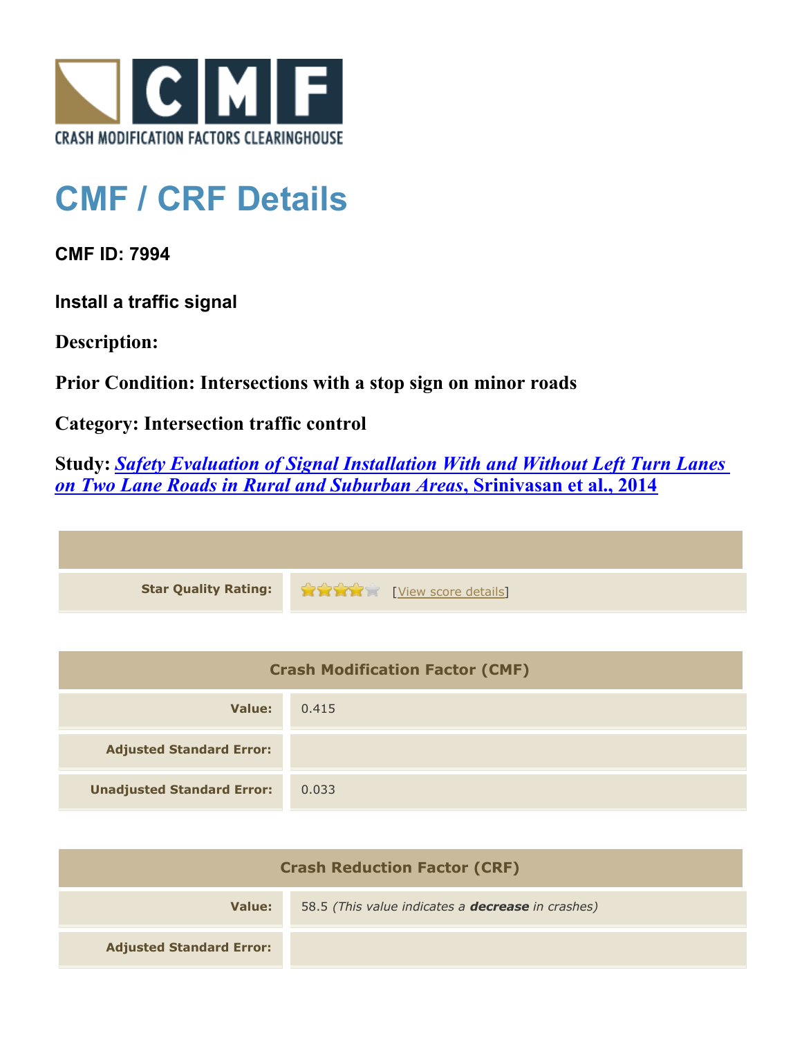CRASH MODIFICATION FACTORS CLEARINGHOUSE

# CMF / CRF Details

**CMF ID: 7994**

**Install a traffic signal**

**Description:**

**Prior Condition: Intersections with a stop sign on minor roads**

**Category: Intersection traffic control**

**Study: *Safety Evaluation of Signal Installation With and Without Left Turn Lanes on Two Lane Roads in Rural and Suburban Areas*, Srinivasan et al., 2014**

| | |
|---|---|
| **Star Quality Rating:** | ★★★★☆ [View score details] |

| Crash Modification Factor (CMF) | |
|---|---|
| **Value:** | 0.415 |
| **Adjusted Standard Error:** | |
| **Unadjusted Standard Error:** | 0.033 |

| Crash Reduction Factor (CRF) | |
|---|---|
| **Value:** | 58.5 *(This value indicates a **decrease** in crashes)* |
| **Adjusted Standard Error:** | |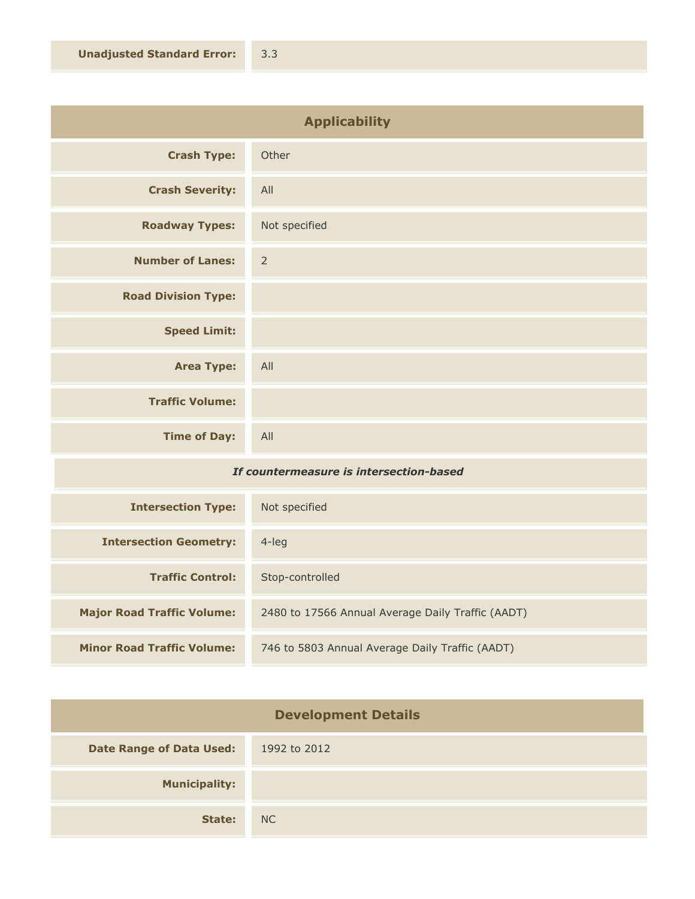| | |
|---|---|
| **Unadjusted Standard Error:** | 3.3 |

## Applicability

| | |
|---|---|
| **Crash Type:** | Other |
| **Crash Severity:** | All |
| **Roadway Types:** | Not specified |
| **Number of Lanes:** | 2 |
| **Road Division Type:** | |
| **Speed Limit:** | |
| **Area Type:** | All |
| **Traffic Volume:** | |
| **Time of Day:** | All |

***If countermeasure is intersection-based***

| | |
|---|---|
| **Intersection Type:** | Not specified |
| **Intersection Geometry:** | 4-leg |
| **Traffic Control:** | Stop-controlled |
| **Major Road Traffic Volume:** | 2480 to 17566 Annual Average Daily Traffic (AADT) |
| **Minor Road Traffic Volume:** | 746 to 5803 Annual Average Daily Traffic (AADT) |

## Development Details

| | |
|---|---|
| **Date Range of Data Used:** | 1992 to 2012 |
| **Municipality:** | |
| **State:** | NC |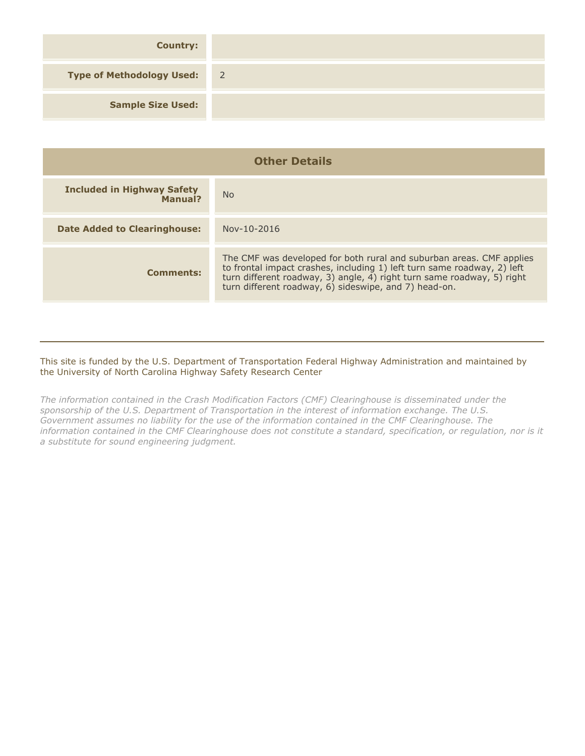| | |
|---|---|
| **Country:** | |
| **Type of Methodology Used:** | 2 |
| **Sample Size Used:** | |

## Other Details

| | |
|---|---|
| **Included in Highway Safety Manual?** | No |
| **Date Added to Clearinghouse:** | Nov-10-2016 |
| **Comments:** | The CMF was developed for both rural and suburban areas. CMF applies to frontal impact crashes, including 1) left turn same roadway, 2) left turn different roadway, 3) angle, 4) right turn same roadway, 5) right turn different roadway, 6) sideswipe, and 7) head-on. |

---

This site is funded by the U.S. Department of Transportation Federal Highway Administration and maintained by the University of North Carolina Highway Safety Research Center

*The information contained in the Crash Modification Factors (CMF) Clearinghouse is disseminated under the sponsorship of the U.S. Department of Transportation in the interest of information exchange. The U.S. Government assumes no liability for the use of the information contained in the CMF Clearinghouse. The information contained in the CMF Clearinghouse does not constitute a standard, specification, or regulation, nor is it a substitute for sound engineering judgment.*